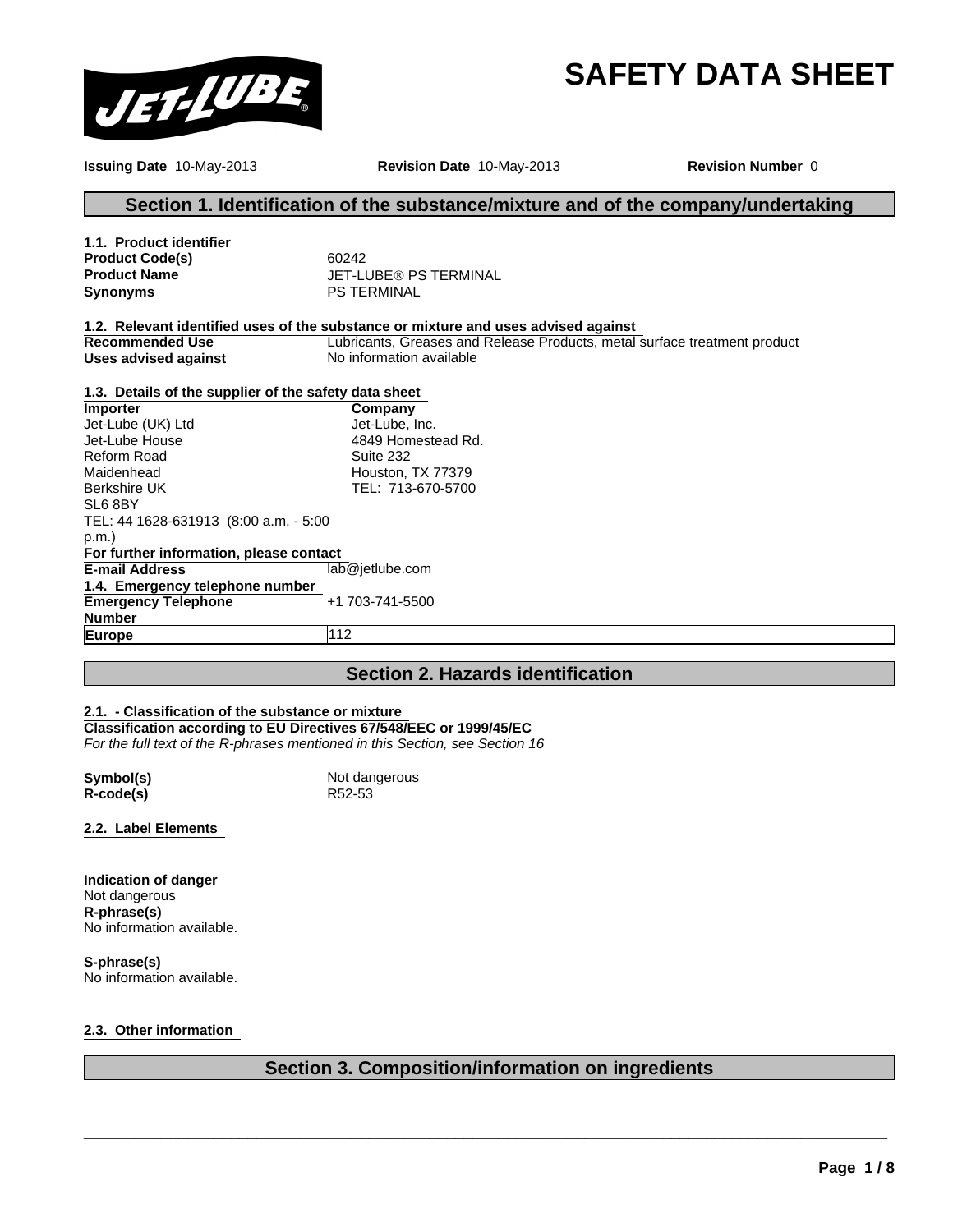# SAFETY DATA SHEET

**Issuing Date** 10-May-2013 **Revision Date** 10-May-2013 **Revision Number** 0

## Section 1. Identification of the substance/mixture and of the company/undertaking

**1.1. Product identifier**

| | |
|---|---|
| **Product Code(s)** | 60242 |
| **Product Name** | JET-LUBE® PS TERMINAL |
| **Synonyms** | PS TERMINAL |

**1.2. Relevant identified uses of the substance or mixture and uses advised against**

| | |
|---|---|
| **Recommended Use** | Lubricants, Greases and Release Products, metal surface treatment product |
| **Uses advised against** | No information available |

**1.3. Details of the supplier of the safety data sheet**

| **Importer** | **Company** |
|---|---|
| Jet-Lube (UK) Ltd | Jet-Lube, Inc. |
| Jet-Lube House | 4849 Homestead Rd. |
| Reform Road | Suite 232 |
| Maidenhead | Houston, TX 77379 |
| Berkshire UK | TEL: 713-670-5700 |
| SL6 8BY | |
| TEL: 44 1628-631913 (8:00 a.m. - 5:00 p.m.) | |

**For further information, please contact**

| | |
|---|---|
| **E-mail Address** | lab@jetlube.com |

**1.4. Emergency telephone number**

| | |
|---|---|
| **Emergency Telephone Number** | +1 703-741-5500 |
| **Europe** | 112 |

## Section 2. Hazards identification

**2.1. - Classification of the substance or mixture**

**Classification according to EU Directives 67/548/EEC or 1999/45/EC**

*For the full text of the R-phrases mentioned in this Section, see Section 16*

| | |
|---|---|
| **Symbol(s)** | Not dangerous |
| **R-code(s)** | R52-53 |

**2.2. Label Elements**

**Indication of danger**
Not dangerous

**R-phrase(s)**
No information available.

**S-phrase(s)**
No information available.

**2.3. Other information**

## Section 3. Composition/information on ingredients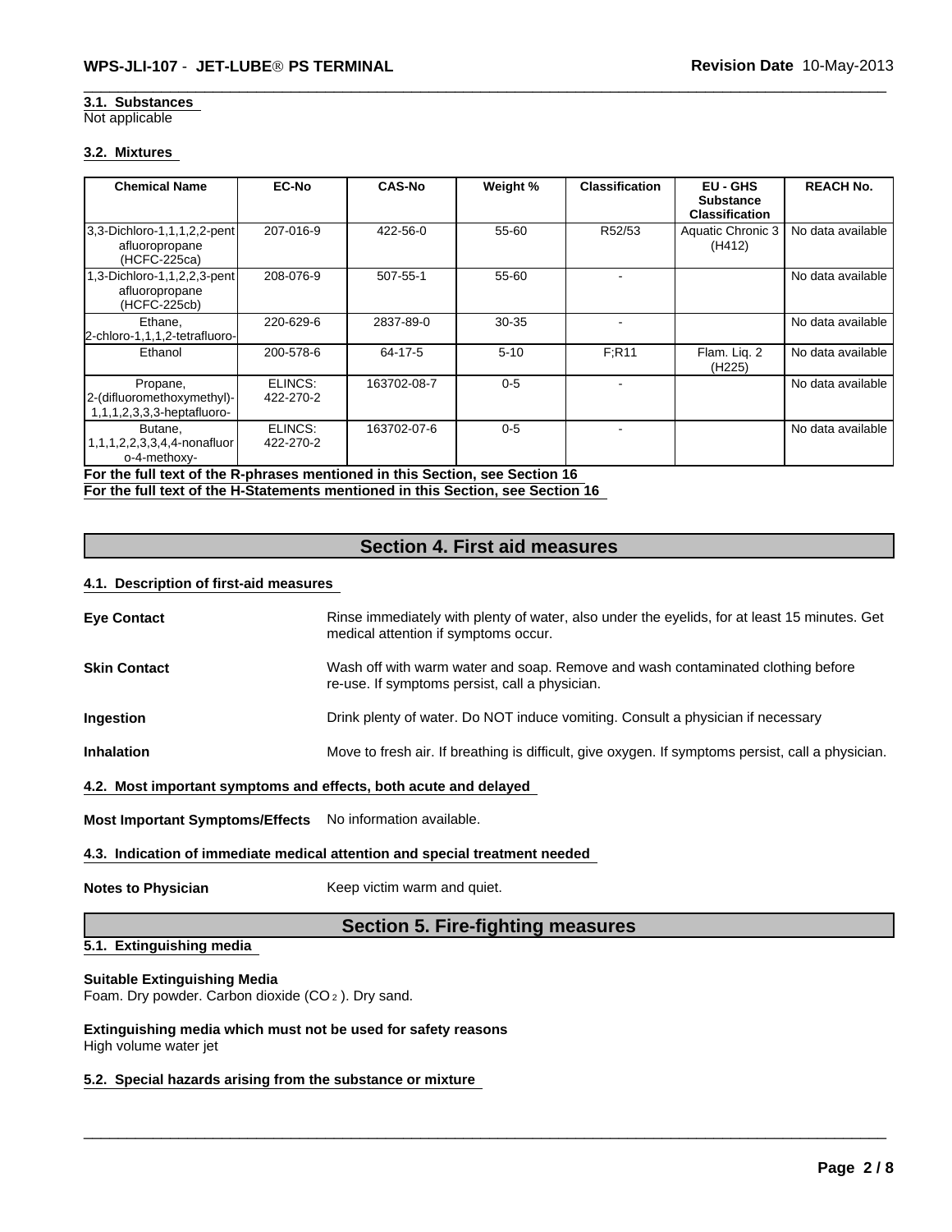### 3.1. Substances

Not applicable

### 3.2. Mixtures

| Chemical Name | EC-No | CAS-No | Weight % | Classification | EU - GHS Substance Classification | REACH No. |
|---|---|---|---|---|---|---|
| 3,3-Dichloro-1,1,1,2,2-pentafluoropropane (HCFC-225ca) | 207-016-9 | 422-56-0 | 55-60 | R52/53 | Aquatic Chronic 3 (H412) | No data available |
| 1,3-Dichloro-1,1,2,2,3-pentafluoropropane (HCFC-225cb) | 208-076-9 | 507-55-1 | 55-60 | - | | No data available |
| Ethane, 2-chloro-1,1,1,2-tetrafluoro- | 220-629-6 | 2837-89-0 | 30-35 | - | | No data available |
| Ethanol | 200-578-6 | 64-17-5 | 5-10 | F;R11 | Flam. Liq. 2 (H225) | No data available |
| Propane, 2-(difluoromethoxymethyl)-1,1,1,2,3,3,3-heptafluoro- | ELINCS: 422-270-2 | 163702-08-7 | 0-5 | - | | No data available |
| Butane, 1,1,1,2,2,3,3,4,4-nonafluoro-4-methoxy- | ELINCS: 422-270-2 | 163702-07-6 | 0-5 | - | | No data available |

**For the full text of the R-phrases mentioned in this Section, see Section 16**

**For the full text of the H-Statements mentioned in this Section, see Section 16**

## Section 4. First aid measures

### 4.1. Description of first-aid measures

**Eye Contact** Rinse immediately with plenty of water, also under the eyelids, for at least 15 minutes. Get medical attention if symptoms occur.

**Skin Contact** Wash off with warm water and soap. Remove and wash contaminated clothing before re-use. If symptoms persist, call a physician.

**Ingestion** Drink plenty of water. Do NOT induce vomiting. Consult a physician if necessary

**Inhalation** Move to fresh air. If breathing is difficult, give oxygen. If symptoms persist, call a physician.

### 4.2. Most important symptoms and effects, both acute and delayed

**Most Important Symptoms/Effects** No information available.

### 4.3. Indication of immediate medical attention and special treatment needed

**Notes to Physician** Keep victim warm and quiet.

## Section 5. Fire-fighting measures

### 5.1. Extinguishing media

**Suitable Extinguishing Media**

Foam. Dry powder. Carbon dioxide ($CO_2$). Dry sand.

**Extinguishing media which must not be used for safety reasons**

High volume water jet

### 5.2. Special hazards arising from the substance or mixture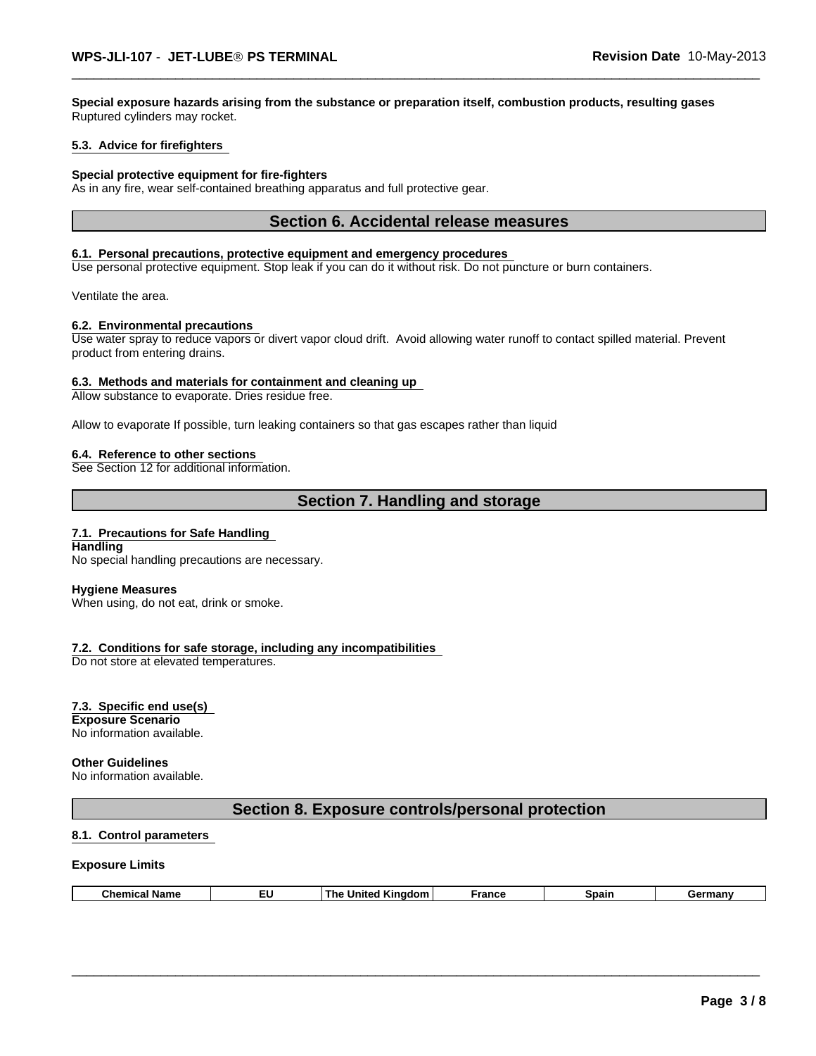**Special exposure hazards arising from the substance or preparation itself, combustion products, resulting gases**
Ruptured cylinders may rocket.

#### 5.3. Advice for firefighters

**Special protective equipment for fire-fighters**
As in any fire, wear self-contained breathing apparatus and full protective gear.

## Section 6. Accidental release measures

#### 6.1. Personal precautions, protective equipment and emergency procedures

Use personal protective equipment. Stop leak if you can do it without risk. Do not puncture or burn containers.

Ventilate the area.

#### 6.2. Environmental precautions

Use water spray to reduce vapors or divert vapor cloud drift. Avoid allowing water runoff to contact spilled material. Prevent product from entering drains.

#### 6.3. Methods and materials for containment and cleaning up

Allow substance to evaporate. Dries residue free.

Allow to evaporate If possible, turn leaking containers so that gas escapes rather than liquid

#### 6.4. Reference to other sections

See Section 12 for additional information.

## Section 7. Handling and storage

#### 7.1. Precautions for Safe Handling

**Handling**
No special handling precautions are necessary.

**Hygiene Measures**
When using, do not eat, drink or smoke.

#### 7.2. Conditions for safe storage, including any incompatibilities

Do not store at elevated temperatures.

#### 7.3. Specific end use(s)

**Exposure Scenario**
No information available.

**Other Guidelines**
No information available.

## Section 8. Exposure controls/personal protection

#### 8.1. Control parameters

**Exposure Limits**

| Chemical Name | EU | The United Kingdom | France | Spain | Germany |
|---|---|---|---|---|---|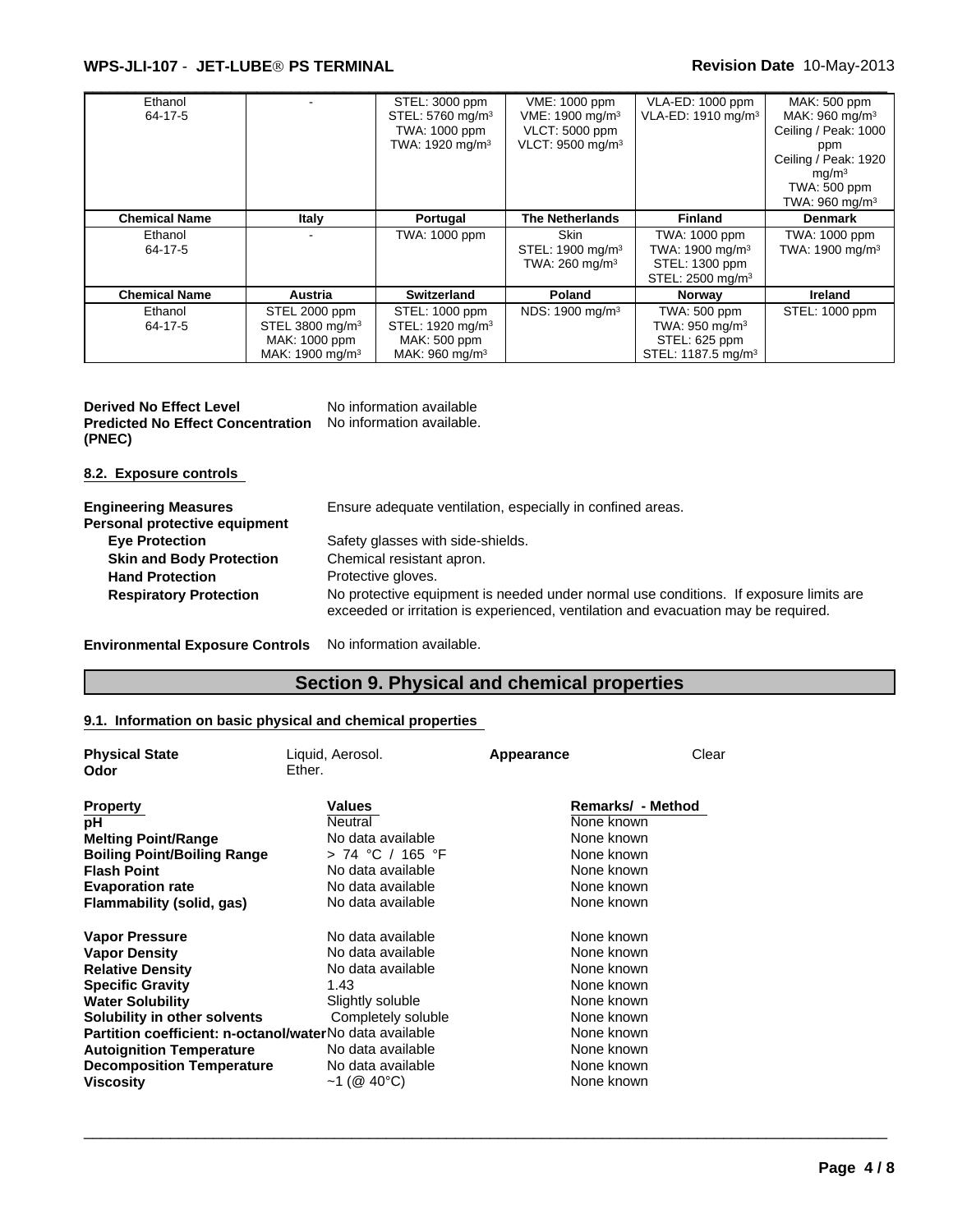| | | | | | |
|---|---|---|---|---|---|
| Ethanol 64-17-5 | - | STEL: 3000 ppm STEL: 5760 mg/m³ TWA: 1000 ppm TWA: 1920 mg/m³ | VME: 1000 ppm VME: 1900 mg/m³ VLCT: 5000 ppm VLCT: 9500 mg/m³ | VLA-ED: 1000 ppm VLA-ED: 1910 mg/m³ | MAK: 500 ppm MAK: 960 mg/m³ Ceiling / Peak: 1000 ppm Ceiling / Peak: 1920 mg/m³ TWA: 500 ppm TWA: 960 mg/m³ |
| **Chemical Name** | **Italy** | **Portugal** | **The Netherlands** | **Finland** | **Denmark** |
| Ethanol 64-17-5 | - | TWA: 1000 ppm | Skin STEL: 1900 mg/m³ TWA: 260 mg/m³ | TWA: 1000 ppm TWA: 1900 mg/m³ STEL: 1300 ppm STEL: 2500 mg/m³ | TWA: 1000 ppm TWA: 1900 mg/m³ |
| **Chemical Name** | **Austria** | **Switzerland** | **Poland** | **Norway** | **Ireland** |
| Ethanol 64-17-5 | STEL 2000 ppm STEL 3800 mg/m³ MAK: 1000 ppm MAK: 1900 mg/m³ | STEL: 1000 ppm STEL: 1920 mg/m³ MAK: 500 ppm MAK: 960 mg/m³ | NDS: 1900 mg/m³ | TWA: 500 ppm TWA: 950 mg/m³ STEL: 625 ppm STEL: 1187.5 mg/m³ | STEL: 1000 ppm |

**Derived No Effect Level** No information available

**Predicted No Effect Concentration (PNEC)** No information available.

### 8.2. Exposure controls

**Engineering Measures** Ensure adequate ventilation, especially in confined areas.

**Personal protective equipment**

- **Eye Protection** Safety glasses with side-shields.
- **Skin and Body Protection** Chemical resistant apron.
- **Hand Protection** Protective gloves.
- **Respiratory Protection** No protective equipment is needed under normal use conditions. If exposure limits are exceeded or irritation is experienced, ventilation and evacuation may be required.

**Environmental Exposure Controls** No information available.

## Section 9. Physical and chemical properties

### 9.1. Information on basic physical and chemical properties

**Physical State** Liquid, Aerosol. **Appearance** Clear

**Odor** Ether.

| Property | Values | Remarks/ - Method |
|---|---|---|
| **pH** | Neutral | None known |
| **Melting Point/Range** | No data available | None known |
| **Boiling Point/Boiling Range** | > 74 °C / 165 °F | None known |
| **Flash Point** | No data available | None known |
| **Evaporation rate** | No data available | None known |
| **Flammability (solid, gas)** | No data available | None known |
| **Vapor Pressure** | No data available | None known |
| **Vapor Density** | No data available | None known |
| **Relative Density** | No data available | None known |
| **Specific Gravity** | 1.43 | None known |
| **Water Solubility** | Slightly soluble | None known |
| **Solubility in other solvents** | Completely soluble | None known |
| **Partition coefficient: n-octanol/water** | No data available | None known |
| **Autoignition Temperature** | No data available | None known |
| **Decomposition Temperature** | No data available | None known |
| **Viscosity** | ~1 (@ 40°C) | None known |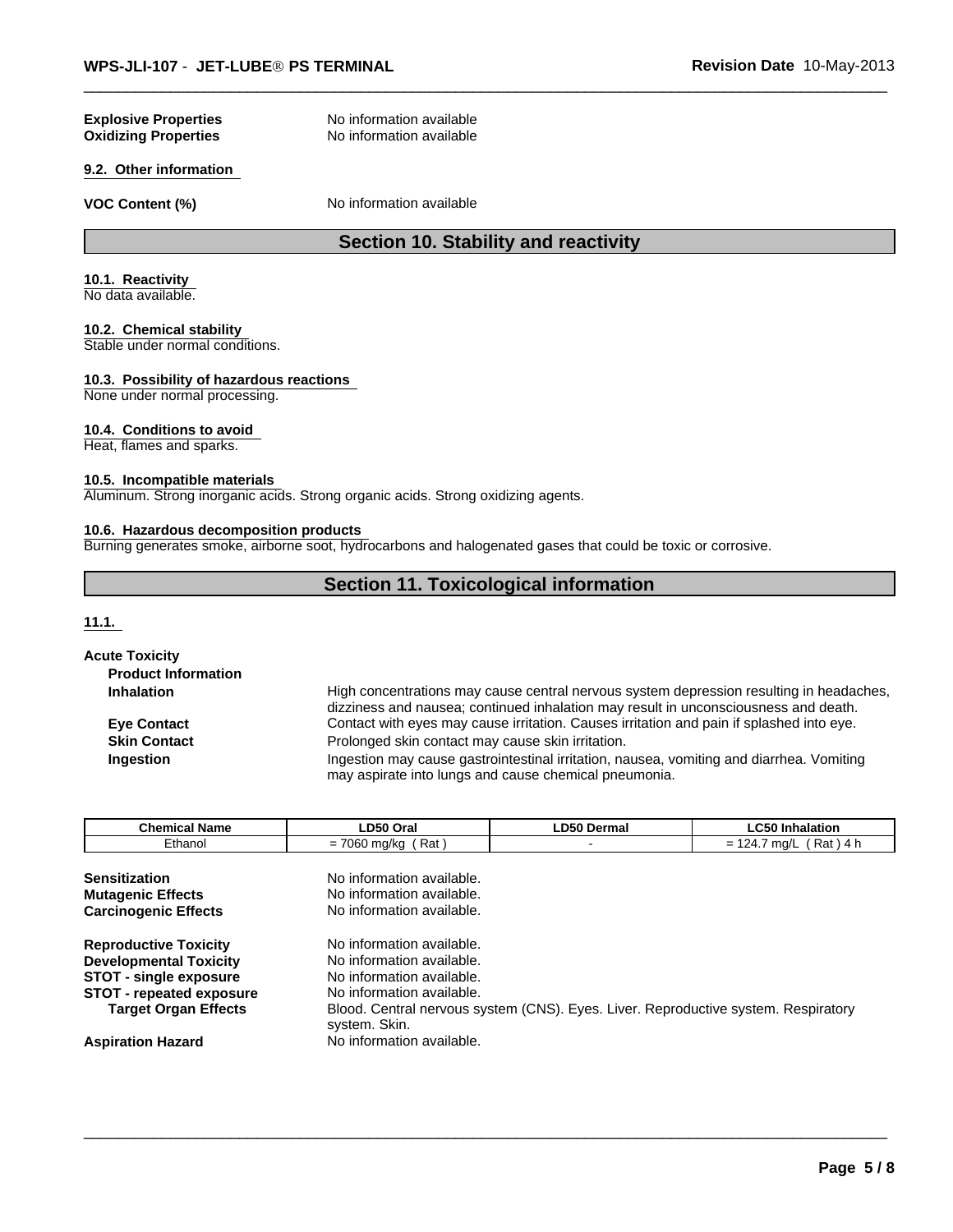**Explosive Properties** No information available
**Oxidizing Properties** No information available

### 9.2. Other information

**VOC Content (%)** No information available

## Section 10. Stability and reactivity

### 10.1. Reactivity

No data available.

### 10.2. Chemical stability

Stable under normal conditions.

### 10.3. Possibility of hazardous reactions

None under normal processing.

### 10.4. Conditions to avoid

Heat, flames and sparks.

### 10.5. Incompatible materials

Aluminum. Strong inorganic acids. Strong organic acids. Strong oxidizing agents.

### 10.6. Hazardous decomposition products

Burning generates smoke, airborne soot, hydrocarbons and halogenated gases that could be toxic or corrosive.

## Section 11. Toxicological information

### 11.1.

**Acute Toxicity**

**Product Information**

**Inhalation** High concentrations may cause central nervous system depression resulting in headaches, dizziness and nausea; continued inhalation may result in unconsciousness and death.

**Eye Contact** Contact with eyes may cause irritation. Causes irritation and pain if splashed into eye.

**Skin Contact** Prolonged skin contact may cause skin irritation.

**Ingestion** Ingestion may cause gastrointestinal irritation, nausea, vomiting and diarrhea. Vomiting may aspirate into lungs and cause chemical pneumonia.

| Chemical Name | LD50 Oral | LD50 Dermal | LC50 Inhalation |
|---|---|---|---|
| Ethanol | = 7060 mg/kg ( Rat ) | - | = 124.7 mg/L ( Rat ) 4 h |

**Sensitization** No information available.
**Mutagenic Effects** No information available.
**Carcinogenic Effects** No information available.

**Reproductive Toxicity** No information available.
**Developmental Toxicity** No information available.
**STOT - single exposure** No information available.
**STOT - repeated exposure** No information available.
**Target Organ Effects** Blood. Central nervous system (CNS). Eyes. Liver. Reproductive system. Respiratory system. Skin.
**Aspiration Hazard** No information available.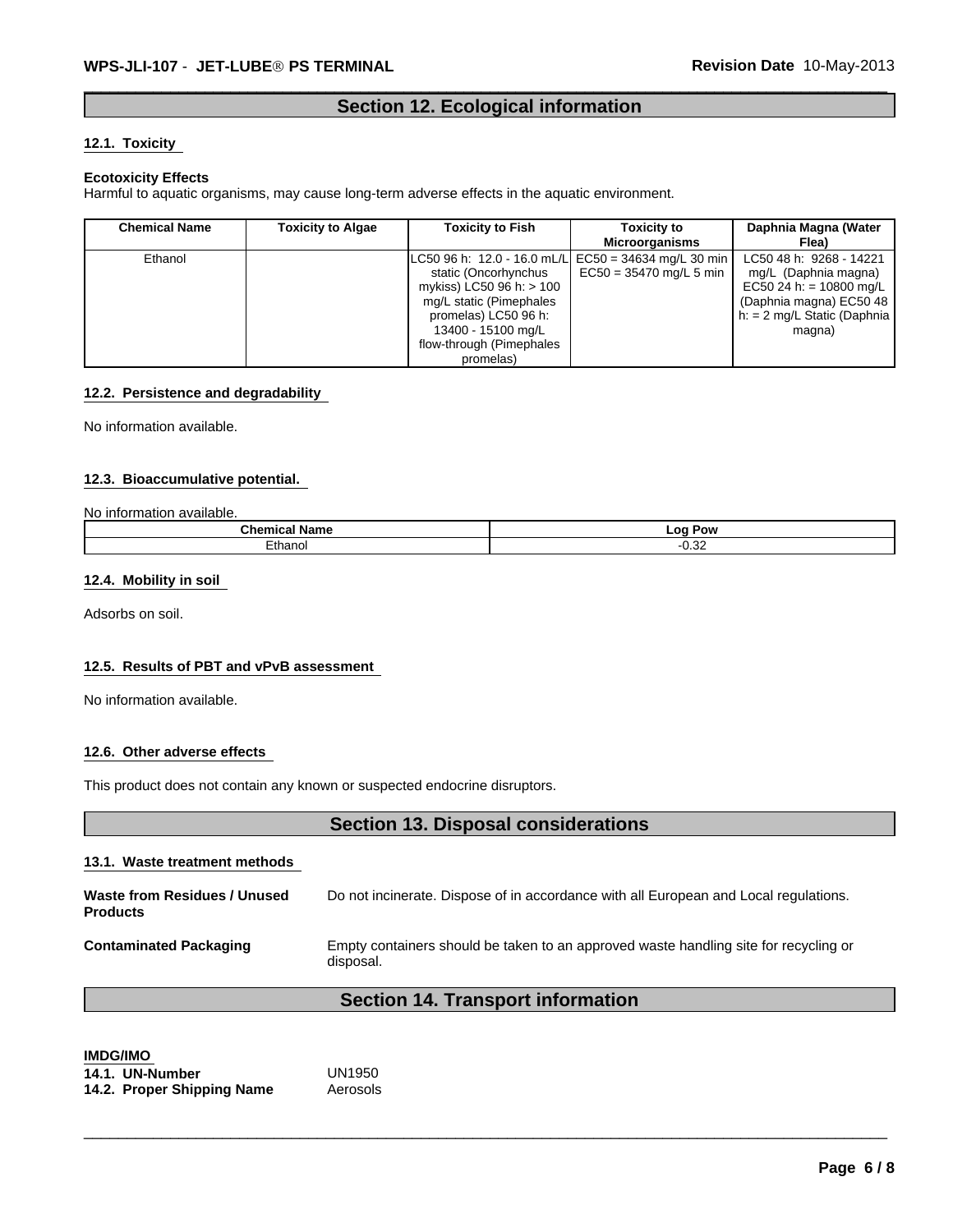## Section 12. Ecological information

### 12.1. Toxicity

**Ecotoxicity Effects**

Harmful to aquatic organisms, may cause long-term adverse effects in the aquatic environment.

| Chemical Name | Toxicity to Algae | Toxicity to Fish | Toxicity to Microorganisms | Daphnia Magna (Water Flea) |
|---|---|---|---|---|
| Ethanol | | LC50 96 h: 12.0 - 16.0 mL/L static (Oncorhynchus mykiss) LC50 96 h: > 100 mg/L static (Pimephales promelas) LC50 96 h: 13400 - 15100 mg/L flow-through (Pimephales promelas) | EC50 = 34634 mg/L 30 min EC50 = 35470 mg/L 5 min | LC50 48 h: 9268 - 14221 mg/L (Daphnia magna) EC50 24 h: = 10800 mg/L (Daphnia magna) EC50 48 h: = 2 mg/L Static (Daphnia magna) |

### 12.2. Persistence and degradability

No information available.

### 12.3. Bioaccumulative potential.

No information available.

| Chemical Name | Log Pow |
|---|---|
| Ethanol | -0.32 |

### 12.4. Mobility in soil

Adsorbs on soil.

### 12.5. Results of PBT and vPvB assessment

No information available.

### 12.6. Other adverse effects

This product does not contain any known or suspected endocrine disruptors.

## Section 13. Disposal considerations

### 13.1. Waste treatment methods

**Waste from Residues / Unused Products** Do not incinerate. Dispose of in accordance with all European and Local regulations.

**Contaminated Packaging** Empty containers should be taken to an approved waste handling site for recycling or disposal.

## Section 14. Transport information

**IMDG/IMO**

**14.1. UN-Number** UN1950

**14.2. Proper Shipping Name** Aerosols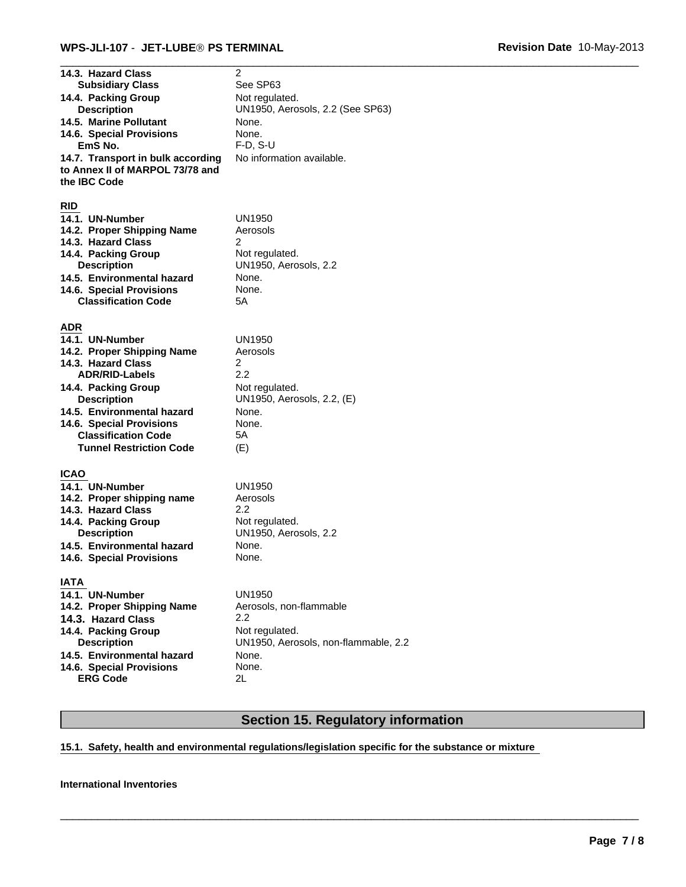| | |
|---|---|
| **14.3. Hazard Class** | 2 |
| **Subsidiary Class** | See SP63 |
| **14.4. Packing Group** | Not regulated. |
| **Description** | UN1950, Aerosols, 2.2 (See SP63) |
| **14.5. Marine Pollutant** | None. |
| **14.6. Special Provisions** | None. |
| **EmS No.** | F-D, S-U |
| **14.7. Transport in bulk according to Annex II of MARPOL 73/78 and the IBC Code** | No information available. |

**RID**

| | |
|---|---|
| **14.1. UN-Number** | UN1950 |
| **14.2. Proper Shipping Name** | Aerosols |
| **14.3. Hazard Class** | 2 |
| **14.4. Packing Group** | Not regulated. |
| **Description** | UN1950, Aerosols, 2.2 |
| **14.5. Environmental hazard** | None. |
| **14.6. Special Provisions** | None. |
| **Classification Code** | 5A |

**ADR**

| | |
|---|---|
| **14.1. UN-Number** | UN1950 |
| **14.2. Proper Shipping Name** | Aerosols |
| **14.3. Hazard Class** | 2 |
| **ADR/RID-Labels** | 2.2 |
| **14.4. Packing Group** | Not regulated. |
| **Description** | UN1950, Aerosols, 2.2, (E) |
| **14.5. Environmental hazard** | None. |
| **14.6. Special Provisions** | None. |
| **Classification Code** | 5A |
| **Tunnel Restriction Code** | (E) |

**ICAO**

| | |
|---|---|
| **14.1. UN-Number** | UN1950 |
| **14.2. Proper shipping name** | Aerosols |
| **14.3. Hazard Class** | 2.2 |
| **14.4. Packing Group** | Not regulated. |
| **Description** | UN1950, Aerosols, 2.2 |
| **14.5. Environmental hazard** | None. |
| **14.6. Special Provisions** | None. |

**IATA**

| | |
|---|---|
| **14.1. UN-Number** | UN1950 |
| **14.2. Proper Shipping Name** | Aerosols, non-flammable |
| **14.3. Hazard Class** | 2.2 |
| **14.4. Packing Group** | Not regulated. |
| **Description** | UN1950, Aerosols, non-flammable, 2.2 |
| **14.5. Environmental hazard** | None. |
| **14.6. Special Provisions** | None. |
| **ERG Code** | 2L |

## Section 15. Regulatory information

**15.1. Safety, health and environmental regulations/legislation specific for the substance or mixture**

**International Inventories**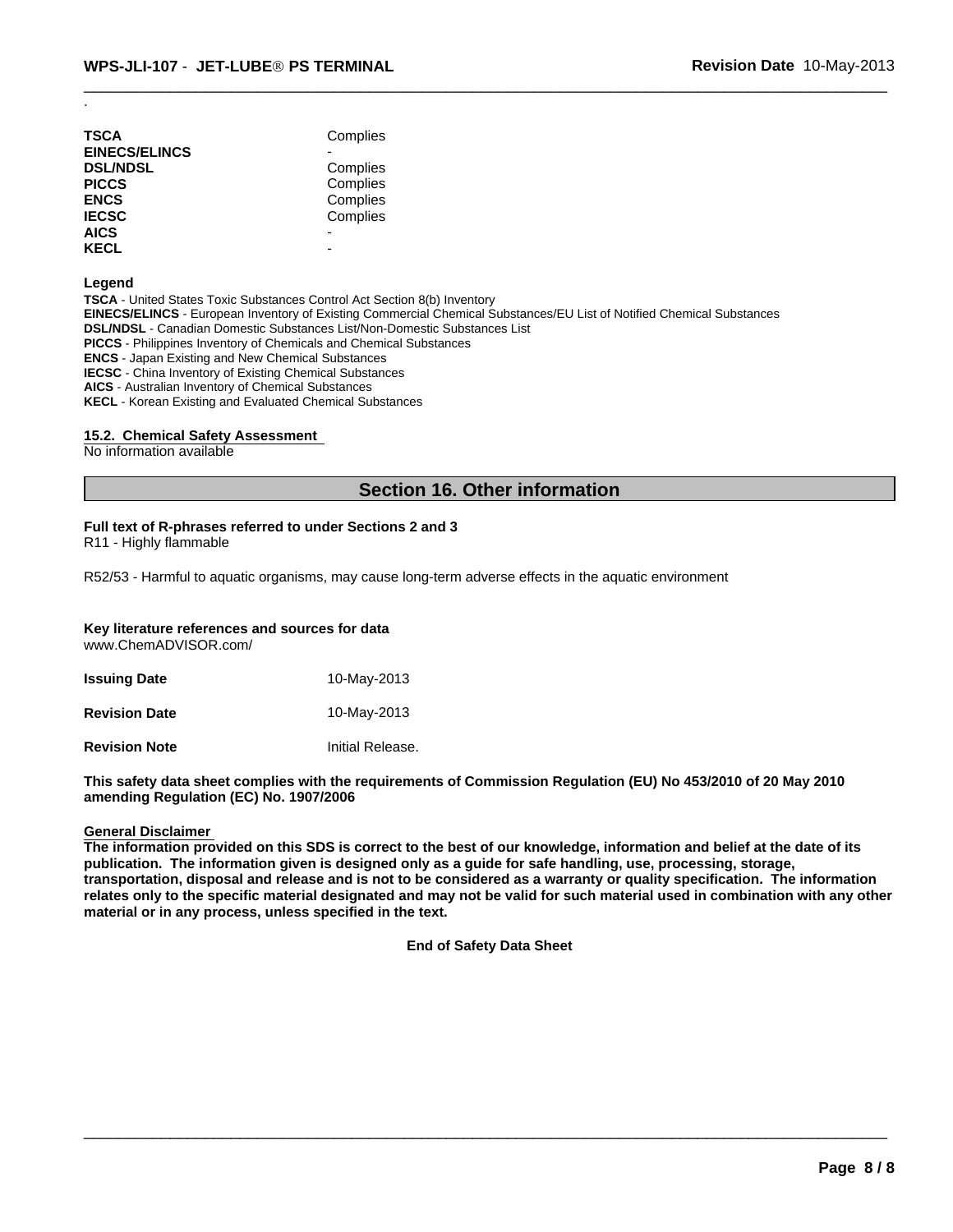.

| | |
|---|---|
| **TSCA** | Complies |
| **EINECS/ELINCS** | - |
| **DSL/NDSL** | Complies |
| **PICCS** | Complies |
| **ENCS** | Complies |
| **IECSC** | Complies |
| **AICS** | - |
| **KECL** | - |

**Legend**

**TSCA** - United States Toxic Substances Control Act Section 8(b) Inventory
**EINECS/ELINCS** - European Inventory of Existing Commercial Chemical Substances/EU List of Notified Chemical Substances
**DSL/NDSL** - Canadian Domestic Substances List/Non-Domestic Substances List
**PICCS** - Philippines Inventory of Chemicals and Chemical Substances
**ENCS** - Japan Existing and New Chemical Substances
**IECSC** - China Inventory of Existing Chemical Substances
**AICS** - Australian Inventory of Chemical Substances
**KECL** - Korean Existing and Evaluated Chemical Substances

**15.2. Chemical Safety Assessment**

No information available

## Section 16. Other information

**Full text of R-phrases referred to under Sections 2 and 3**

R11 - Highly flammable

R52/53 - Harmful to aquatic organisms, may cause long-term adverse effects in the aquatic environment

**Key literature references and sources for data**

www.ChemADVISOR.com/

| | |
|---|---|
| **Issuing Date** | 10-May-2013 |
| **Revision Date** | 10-May-2013 |
| **Revision Note** | Initial Release. |

**This safety data sheet complies with the requirements of Commission Regulation (EU) No 453/2010 of 20 May 2010 amending Regulation (EC) No. 1907/2006**

**General Disclaimer**

**The information provided on this SDS is correct to the best of our knowledge, information and belief at the date of its publication. The information given is designed only as a guide for safe handling, use, processing, storage, transportation, disposal and release and is not to be considered as a warranty or quality specification. The information relates only to the specific material designated and may not be valid for such material used in combination with any other material or in any process, unless specified in the text.**

**End of Safety Data Sheet**